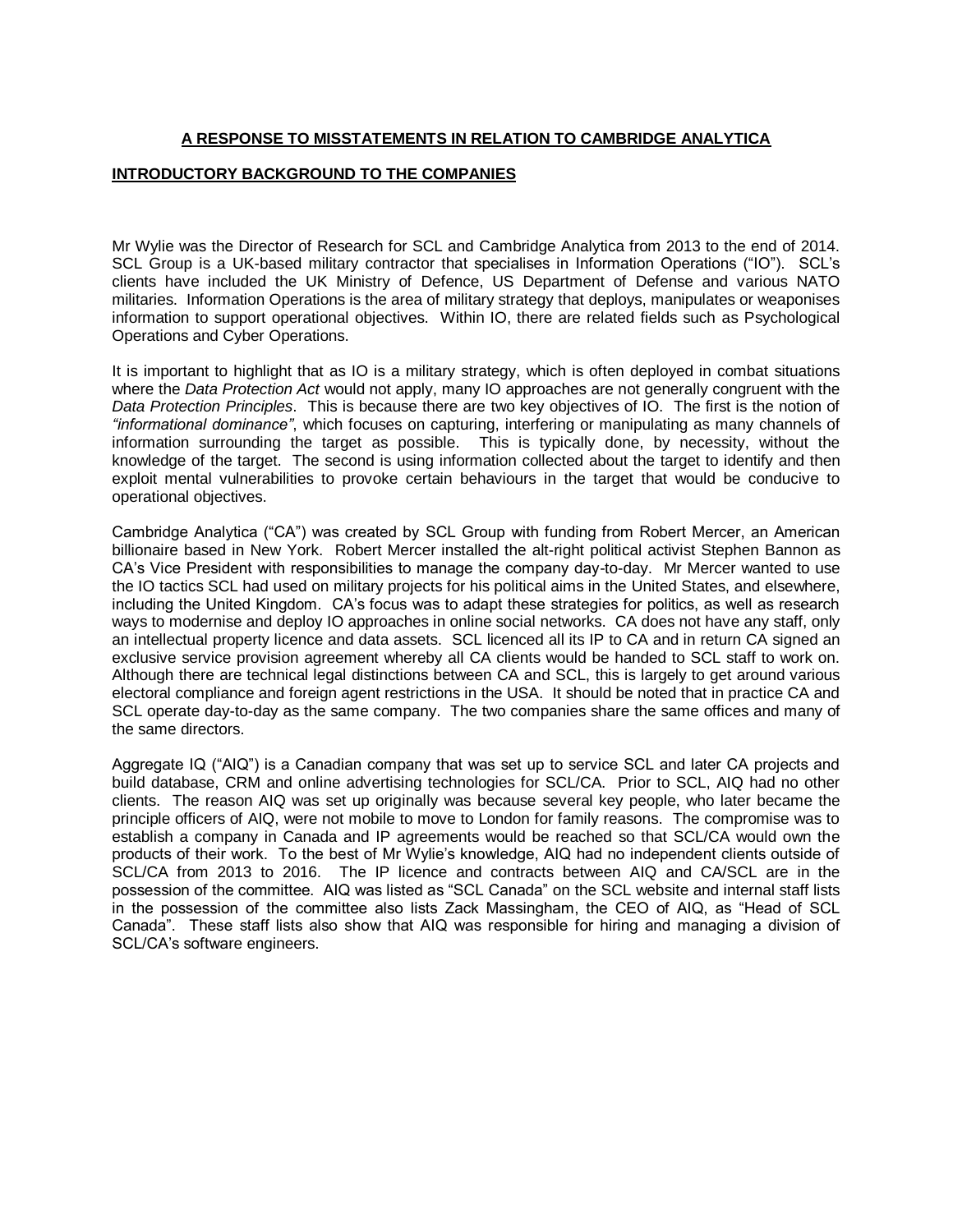## A RESPONSE TO MISSTATEMENTS IN RELATION TO CAMBRIDGE ANALYTICA

### INTRODUCTORY BACKGROUND TO THE COMPANIES

Mr Wylie was the Director of Research for SCL and Cambridge Analytica from 2013 to the end of 2014. SCL Group is a UK-based military contractor that specialises in Information Operations ("IO"). SCL's clients have included the UK Ministry of Defence, US Department of Defense and various NATO militaries. Information Operations is the area of military strategy that deploys, manipulates or weaponises information to support operational objectives. Within IO, there are related fields such as Psychological Operations and Cyber Operations.

It is important to highlight that as IO is a military strategy, which is often deployed in combat situations where the *Data Protection Act* would not apply, many IO approaches are not generally congruent with the *Data Protection Principles*. This is because there are two key objectives of IO. The first is the notion of *"informational dominance"*, which focuses on capturing, interfering or manipulating as many channels of information surrounding the target as possible. This is typically done, by necessity, without the knowledge of the target. The second is using information collected about the target to identify and then exploit mental vulnerabilities to provoke certain behaviours in the target that would be conducive to operational objectives.

Cambridge Analytica ("CA") was created by SCL Group with funding from Robert Mercer, an American billionaire based in New York. Robert Mercer installed the alt-right political activist Stephen Bannon as CA's Vice President with responsibilities to manage the company day-to-day. Mr Mercer wanted to use the IO tactics SCL had used on military projects for his political aims in the United States, and elsewhere, including the United Kingdom. CA's focus was to adapt these strategies for politics, as well as research ways to modernise and deploy IO approaches in online social networks. CA does not have any staff, only an intellectual property licence and data assets. SCL licenced all its IP to CA and in return CA signed an exclusive service provision agreement whereby all CA clients would be handed to SCL staff to work on. Although there are technical legal distinctions between CA and SCL, this is largely to get around various electoral compliance and foreign agent restrictions in the USA. It should be noted that in practice CA and SCL operate day-to-day as the same company. The two companies share the same offices and many of the same directors.

Aggregate IQ ("AIQ") is a Canadian company that was set up to service SCL and later CA projects and build database, CRM and online advertising technologies for SCL/CA. Prior to SCL, AIQ had no other clients. The reason AIQ was set up originally was because several key people, who later became the principle officers of AIQ, were not mobile to move to London for family reasons. The compromise was to establish a company in Canada and IP agreements would be reached so that SCL/CA would own the products of their work. To the best of Mr Wylie's knowledge, AIQ had no independent clients outside of SCL/CA from 2013 to 2016. The IP licence and contracts between AIQ and CA/SCL are in the possession of the committee. AIQ was listed as "SCL Canada" on the SCL website and internal staff lists in the possession of the committee also lists Zack Massingham, the CEO of AIQ, as "Head of SCL Canada". These staff lists also show that AIQ was responsible for hiring and managing a division of SCL/CA's software engineers.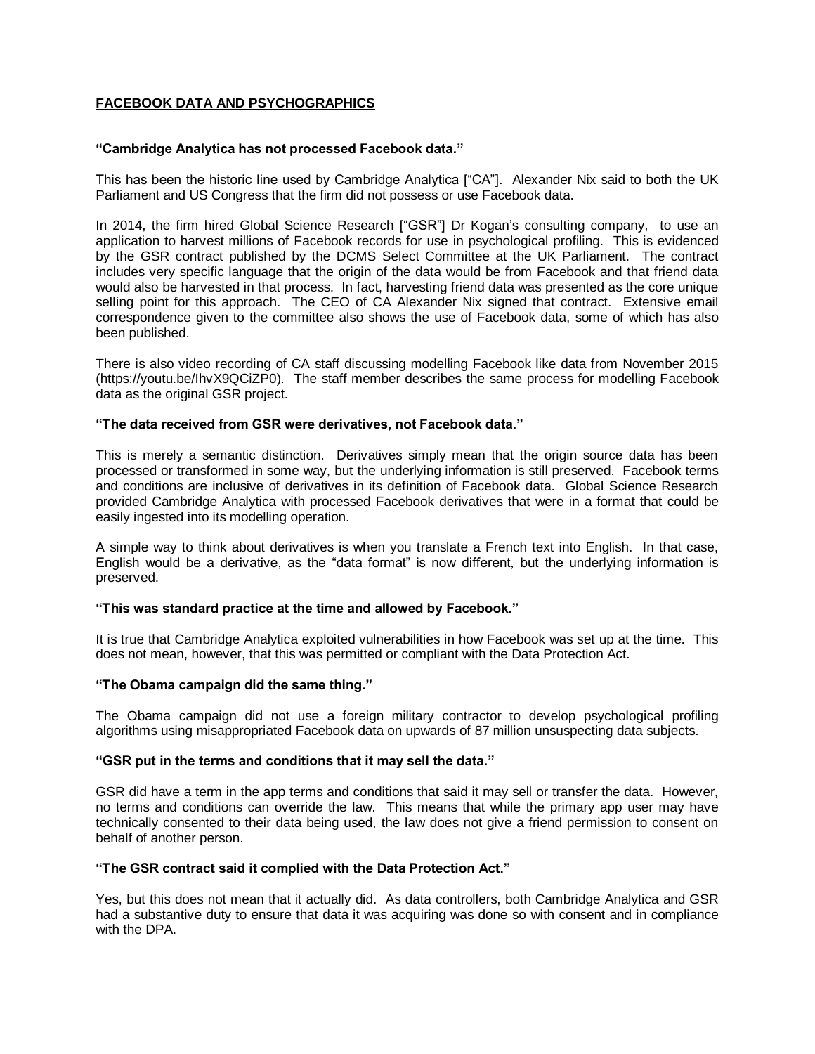## FACEBOOK DATA AND PSYCHOGRAPHICS

**"Cambridge Analytica has not processed Facebook data."**

This has been the historic line used by Cambridge Analytica ["CA"]. Alexander Nix said to both the UK Parliament and US Congress that the firm did not possess or use Facebook data.

In 2014, the firm hired Global Science Research ["GSR"] Dr Kogan's consulting company, to use an application to harvest millions of Facebook records for use in psychological profiling. This is evidenced by the GSR contract published by the DCMS Select Committee at the UK Parliament. The contract includes very specific language that the origin of the data would be from Facebook and that friend data would also be harvested in that process. In fact, harvesting friend data was presented as the core unique selling point for this approach. The CEO of CA Alexander Nix signed that contract. Extensive email correspondence given to the committee also shows the use of Facebook data, some of which has also been published.

There is also video recording of CA staff discussing modelling Facebook like data from November 2015 (https://youtu.be/IhvX9QCiZP0). The staff member describes the same process for modelling Facebook data as the original GSR project.

**"The data received from GSR were derivatives, not Facebook data."**

This is merely a semantic distinction. Derivatives simply mean that the origin source data has been processed or transformed in some way, but the underlying information is still preserved. Facebook terms and conditions are inclusive of derivatives in its definition of Facebook data. Global Science Research provided Cambridge Analytica with processed Facebook derivatives that were in a format that could be easily ingested into its modelling operation.

A simple way to think about derivatives is when you translate a French text into English. In that case, English would be a derivative, as the "data format" is now different, but the underlying information is preserved.

**"This was standard practice at the time and allowed by Facebook."**

It is true that Cambridge Analytica exploited vulnerabilities in how Facebook was set up at the time. This does not mean, however, that this was permitted or compliant with the Data Protection Act.

**"The Obama campaign did the same thing."**

The Obama campaign did not use a foreign military contractor to develop psychological profiling algorithms using misappropriated Facebook data on upwards of 87 million unsuspecting data subjects.

**"GSR put in the terms and conditions that it may sell the data."**

GSR did have a term in the app terms and conditions that said it may sell or transfer the data. However, no terms and conditions can override the law. This means that while the primary app user may have technically consented to their data being used, the law does not give a friend permission to consent on behalf of another person.

**"The GSR contract said it complied with the Data Protection Act."**

Yes, but this does not mean that it actually did. As data controllers, both Cambridge Analytica and GSR had a substantive duty to ensure that data it was acquiring was done so with consent and in compliance with the DPA.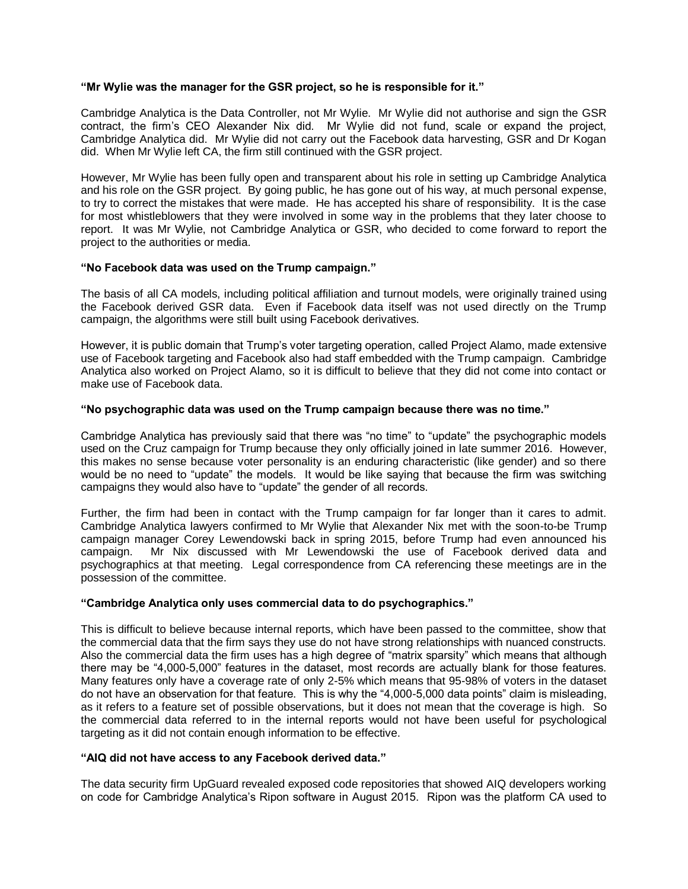**"Mr Wylie was the manager for the GSR project, so he is responsible for it."**

Cambridge Analytica is the Data Controller, not Mr Wylie. Mr Wylie did not authorise and sign the GSR contract, the firm's CEO Alexander Nix did. Mr Wylie did not fund, scale or expand the project, Cambridge Analytica did. Mr Wylie did not carry out the Facebook data harvesting, GSR and Dr Kogan did. When Mr Wylie left CA, the firm still continued with the GSR project.

However, Mr Wylie has been fully open and transparent about his role in setting up Cambridge Analytica and his role on the GSR project. By going public, he has gone out of his way, at much personal expense, to try to correct the mistakes that were made. He has accepted his share of responsibility. It is the case for most whistleblowers that they were involved in some way in the problems that they later choose to report. It was Mr Wylie, not Cambridge Analytica or GSR, who decided to come forward to report the project to the authorities or media.

**"No Facebook data was used on the Trump campaign."**

The basis of all CA models, including political affiliation and turnout models, were originally trained using the Facebook derived GSR data. Even if Facebook data itself was not used directly on the Trump campaign, the algorithms were still built using Facebook derivatives.

However, it is public domain that Trump's voter targeting operation, called Project Alamo, made extensive use of Facebook targeting and Facebook also had staff embedded with the Trump campaign. Cambridge Analytica also worked on Project Alamo, so it is difficult to believe that they did not come into contact or make use of Facebook data.

**"No psychographic data was used on the Trump campaign because there was no time."**

Cambridge Analytica has previously said that there was "no time" to "update" the psychographic models used on the Cruz campaign for Trump because they only officially joined in late summer 2016. However, this makes no sense because voter personality is an enduring characteristic (like gender) and so there would be no need to "update" the models. It would be like saying that because the firm was switching campaigns they would also have to "update" the gender of all records.

Further, the firm had been in contact with the Trump campaign for far longer than it cares to admit. Cambridge Analytica lawyers confirmed to Mr Wylie that Alexander Nix met with the soon-to-be Trump campaign manager Corey Lewendowski back in spring 2015, before Trump had even announced his campaign. Mr Nix discussed with Mr Lewendowski the use of Facebook derived data and psychographics at that meeting. Legal correspondence from CA referencing these meetings are in the possession of the committee.

**"Cambridge Analytica only uses commercial data to do psychographics."**

This is difficult to believe because internal reports, which have been passed to the committee, show that the commercial data that the firm says they use do not have strong relationships with nuanced constructs. Also the commercial data the firm uses has a high degree of "matrix sparsity" which means that although there may be "4,000-5,000" features in the dataset, most records are actually blank for those features. Many features only have a coverage rate of only 2-5% which means that 95-98% of voters in the dataset do not have an observation for that feature. This is why the "4,000-5,000 data points" claim is misleading, as it refers to a feature set of possible observations, but it does not mean that the coverage is high. So the commercial data referred to in the internal reports would not have been useful for psychological targeting as it did not contain enough information to be effective.

**"AIQ did not have access to any Facebook derived data."**

The data security firm UpGuard revealed exposed code repositories that showed AIQ developers working on code for Cambridge Analytica's Ripon software in August 2015. Ripon was the platform CA used to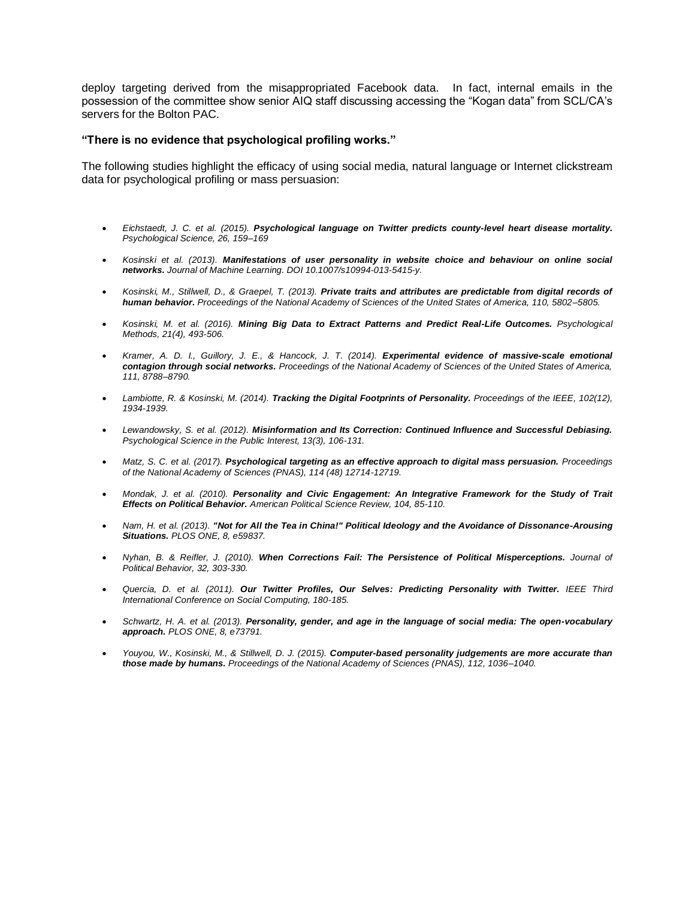deploy targeting derived from the misappropriated Facebook data. In fact, internal emails in the possession of the committee show senior AIQ staff discussing accessing the "Kogan data" from SCL/CA's servers for the Bolton PAC.

**"There is no evidence that psychological profiling works."**

The following studies highlight the efficacy of using social media, natural language or Internet clickstream data for psychological profiling or mass persuasion:

- *Eichstaedt, J. C. et al. (2015).* ***Psychological language on Twitter predicts county-level heart disease mortality.*** *Psychological Science, 26, 159–169*
- *Kosinski et al. (2013).* ***Manifestations of user personality in website choice and behaviour on online social networks.*** *Journal of Machine Learning. DOI 10.1007/s10994-013-5415-y.*
- *Kosinski, M., Stillwell, D., & Graepel, T. (2013).* ***Private traits and attributes are predictable from digital records of human behavior.*** *Proceedings of the National Academy of Sciences of the United States of America, 110, 5802–5805.*
- *Kosinski, M. et al. (2016).* ***Mining Big Data to Extract Patterns and Predict Real-Life Outcomes.*** *Psychological Methods, 21(4), 493-506.*
- *Kramer, A. D. I., Guillory, J. E., & Hancock, J. T. (2014).* ***Experimental evidence of massive-scale emotional contagion through social networks.*** *Proceedings of the National Academy of Sciences of the United States of America, 111, 8788–8790.*
- *Lambiotte, R. & Kosinski, M. (2014).* ***Tracking the Digital Footprints of Personality.*** *Proceedings of the IEEE, 102(12), 1934-1939.*
- *Lewandowsky, S. et al. (2012).* ***Misinformation and Its Correction: Continued Influence and Successful Debiasing.*** *Psychological Science in the Public Interest, 13(3), 106-131.*
- *Matz, S. C. et al. (2017).* ***Psychological targeting as an effective approach to digital mass persuasion.*** *Proceedings of the National Academy of Sciences (PNAS), 114 (48) 12714-12719.*
- *Mondak, J. et al. (2010).* ***Personality and Civic Engagement: An Integrative Framework for the Study of Trait Effects on Political Behavior.*** *American Political Science Review, 104, 85-110.*
- *Nam, H. et al. (2013).* ***"Not for All the Tea in China!" Political Ideology and the Avoidance of Dissonance-Arousing Situations.*** *PLOS ONE, 8, e59837.*
- *Nyhan, B. & Reifler, J. (2010).* ***When Corrections Fail: The Persistence of Political Misperceptions.*** *Journal of Political Behavior, 32, 303-330.*
- *Quercia, D. et al. (2011).* ***Our Twitter Profiles, Our Selves: Predicting Personality with Twitter.*** *IEEE Third International Conference on Social Computing, 180-185.*
- *Schwartz, H. A. et al. (2013).* ***Personality, gender, and age in the language of social media: The open-vocabulary approach.*** *PLOS ONE, 8, e73791.*
- *Youyou, W., Kosinski, M., & Stillwell, D. J. (2015).* ***Computer-based personality judgements are more accurate than those made by humans.*** *Proceedings of the National Academy of Sciences (PNAS), 112, 1036–1040.*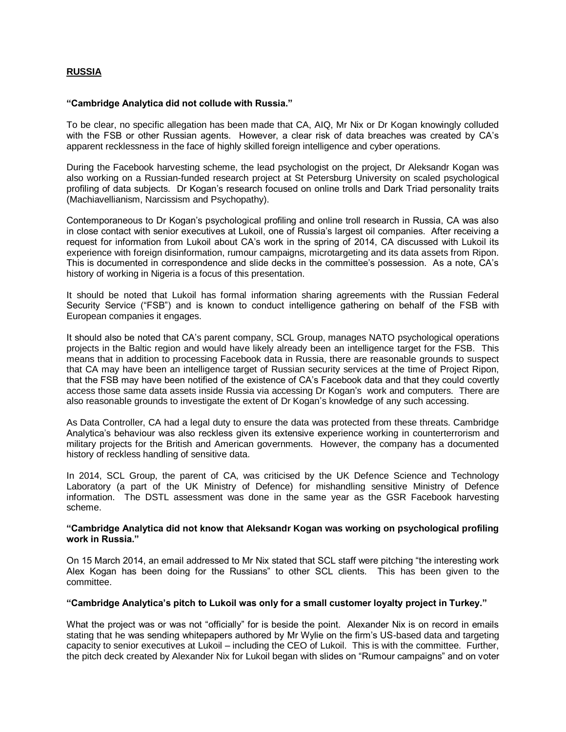## RUSSIA

**"Cambridge Analytica did not collude with Russia."**

To be clear, no specific allegation has been made that CA, AIQ, Mr Nix or Dr Kogan knowingly colluded with the FSB or other Russian agents. However, a clear risk of data breaches was created by CA's apparent recklessness in the face of highly skilled foreign intelligence and cyber operations.

During the Facebook harvesting scheme, the lead psychologist on the project, Dr Aleksandr Kogan was also working on a Russian-funded research project at St Petersburg University on scaled psychological profiling of data subjects. Dr Kogan's research focused on online trolls and Dark Triad personality traits (Machiavellianism, Narcissism and Psychopathy).

Contemporaneous to Dr Kogan's psychological profiling and online troll research in Russia, CA was also in close contact with senior executives at Lukoil, one of Russia's largest oil companies. After receiving a request for information from Lukoil about CA's work in the spring of 2014, CA discussed with Lukoil its experience with foreign disinformation, rumour campaigns, microtargeting and its data assets from Ripon. This is documented in correspondence and slide decks in the committee's possession. As a note, CA's history of working in Nigeria is a focus of this presentation.

It should be noted that Lukoil has formal information sharing agreements with the Russian Federal Security Service ("FSB") and is known to conduct intelligence gathering on behalf of the FSB with European companies it engages.

It should also be noted that CA's parent company, SCL Group, manages NATO psychological operations projects in the Baltic region and would have likely already been an intelligence target for the FSB. This means that in addition to processing Facebook data in Russia, there are reasonable grounds to suspect that CA may have been an intelligence target of Russian security services at the time of Project Ripon, that the FSB may have been notified of the existence of CA's Facebook data and that they could covertly access those same data assets inside Russia via accessing Dr Kogan's work and computers. There are also reasonable grounds to investigate the extent of Dr Kogan's knowledge of any such accessing.

As Data Controller, CA had a legal duty to ensure the data was protected from these threats. Cambridge Analytica's behaviour was also reckless given its extensive experience working in counterterrorism and military projects for the British and American governments. However, the company has a documented history of reckless handling of sensitive data.

In 2014, SCL Group, the parent of CA, was criticised by the UK Defence Science and Technology Laboratory (a part of the UK Ministry of Defence) for mishandling sensitive Ministry of Defence information. The DSTL assessment was done in the same year as the GSR Facebook harvesting scheme.

**"Cambridge Analytica did not know that Aleksandr Kogan was working on psychological profiling work in Russia."**

On 15 March 2014, an email addressed to Mr Nix stated that SCL staff were pitching "the interesting work Alex Kogan has been doing for the Russians" to other SCL clients. This has been given to the committee.

**"Cambridge Analytica's pitch to Lukoil was only for a small customer loyalty project in Turkey."**

What the project was or was not "officially" for is beside the point. Alexander Nix is on record in emails stating that he was sending whitepapers authored by Mr Wylie on the firm's US-based data and targeting capacity to senior executives at Lukoil – including the CEO of Lukoil. This is with the committee. Further, the pitch deck created by Alexander Nix for Lukoil began with slides on "Rumour campaigns" and on voter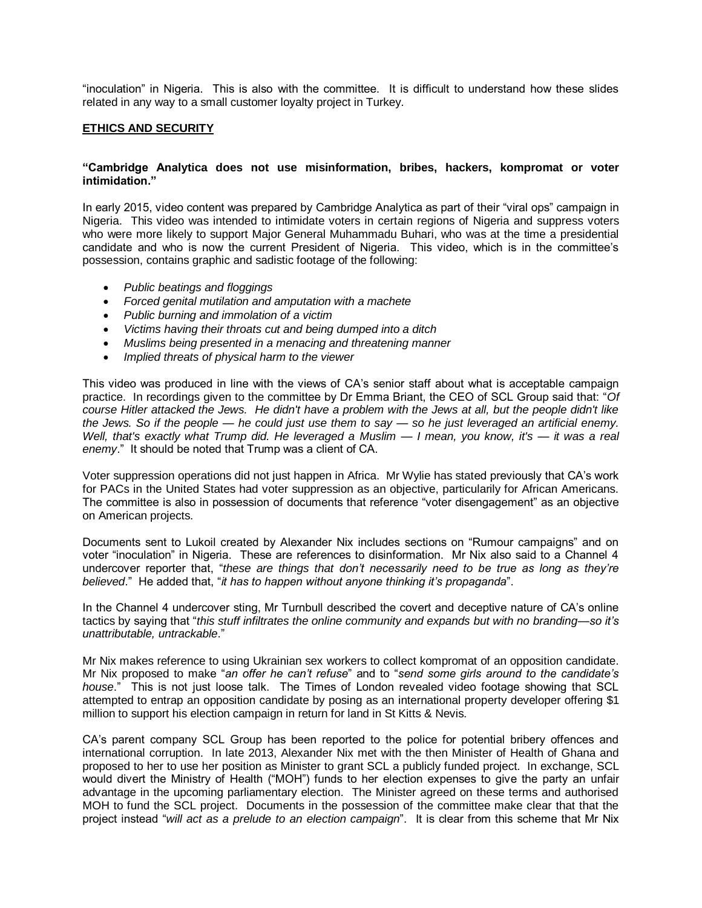"inoculation" in Nigeria. This is also with the committee. It is difficult to understand how these slides related in any way to a small customer loyalty project in Turkey.

## ETHICS AND SECURITY

**"Cambridge Analytica does not use misinformation, bribes, hackers, kompromat or voter intimidation."**

In early 2015, video content was prepared by Cambridge Analytica as part of their "viral ops" campaign in Nigeria. This video was intended to intimidate voters in certain regions of Nigeria and suppress voters who were more likely to support Major General Muhammadu Buhari, who was at the time a presidential candidate and who is now the current President of Nigeria. This video, which is in the committee's possession, contains graphic and sadistic footage of the following:

- *Public beatings and floggings*
- *Forced genital mutilation and amputation with a machete*
- *Public burning and immolation of a victim*
- *Victims having their throats cut and being dumped into a ditch*
- *Muslims being presented in a menacing and threatening manner*
- *Implied threats of physical harm to the viewer*

This video was produced in line with the views of CA's senior staff about what is acceptable campaign practice. In recordings given to the committee by Dr Emma Briant, the CEO of SCL Group said that: "*Of course Hitler attacked the Jews. He didn't have a problem with the Jews at all, but the people didn't like the Jews. So if the people — he could just use them to say — so he just leveraged an artificial enemy. Well, that's exactly what Trump did. He leveraged a Muslim — I mean, you know, it's — it was a real enemy*." It should be noted that Trump was a client of CA.

Voter suppression operations did not just happen in Africa. Mr Wylie has stated previously that CA's work for PACs in the United States had voter suppression as an objective, particularily for African Americans. The committee is also in possession of documents that reference "voter disengagement" as an objective on American projects.

Documents sent to Lukoil created by Alexander Nix includes sections on "Rumour campaigns" and on voter "inoculation" in Nigeria. These are references to disinformation. Mr Nix also said to a Channel 4 undercover reporter that, "*these are things that don't necessarily need to be true as long as they're believed*." He added that, "*it has to happen without anyone thinking it's propaganda*".

In the Channel 4 undercover sting, Mr Turnbull described the covert and deceptive nature of CA's online tactics by saying that "*this stuff infiltrates the online community and expands but with no branding—so it's unattributable, untrackable*."

Mr Nix makes reference to using Ukrainian sex workers to collect kompromat of an opposition candidate. Mr Nix proposed to make "*an offer he can't refuse*" and to "*send some girls around to the candidate's house*." This is not just loose talk. The Times of London revealed video footage showing that SCL attempted to entrap an opposition candidate by posing as an international property developer offering $1 million to support his election campaign in return for land in St Kitts & Nevis.

CA's parent company SCL Group has been reported to the police for potential bribery offences and international corruption. In late 2013, Alexander Nix met with the then Minister of Health of Ghana and proposed to her to use her position as Minister to grant SCL a publicly funded project. In exchange, SCL would divert the Ministry of Health ("MOH") funds to her election expenses to give the party an unfair advantage in the upcoming parliamentary election. The Minister agreed on these terms and authorised MOH to fund the SCL project. Documents in the possession of the committee make clear that that the project instead "*will act as a prelude to an election campaign*". It is clear from this scheme that Mr Nix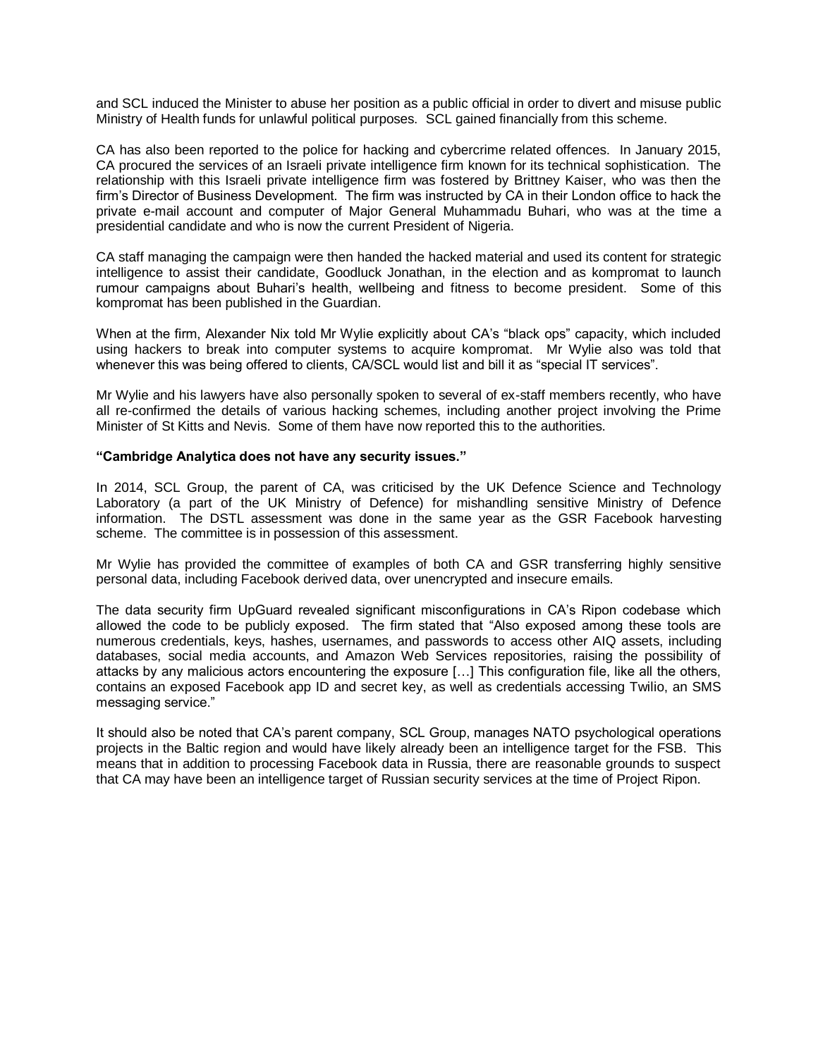and SCL induced the Minister to abuse her position as a public official in order to divert and misuse public Ministry of Health funds for unlawful political purposes. SCL gained financially from this scheme.

CA has also been reported to the police for hacking and cybercrime related offences. In January 2015, CA procured the services of an Israeli private intelligence firm known for its technical sophistication. The relationship with this Israeli private intelligence firm was fostered by Brittney Kaiser, who was then the firm's Director of Business Development. The firm was instructed by CA in their London office to hack the private e-mail account and computer of Major General Muhammadu Buhari, who was at the time a presidential candidate and who is now the current President of Nigeria.

CA staff managing the campaign were then handed the hacked material and used its content for strategic intelligence to assist their candidate, Goodluck Jonathan, in the election and as kompromat to launch rumour campaigns about Buhari's health, wellbeing and fitness to become president. Some of this kompromat has been published in the Guardian.

When at the firm, Alexander Nix told Mr Wylie explicitly about CA's "black ops" capacity, which included using hackers to break into computer systems to acquire kompromat. Mr Wylie also was told that whenever this was being offered to clients, CA/SCL would list and bill it as "special IT services".

Mr Wylie and his lawyers have also personally spoken to several of ex-staff members recently, who have all re-confirmed the details of various hacking schemes, including another project involving the Prime Minister of St Kitts and Nevis. Some of them have now reported this to the authorities.

**"Cambridge Analytica does not have any security issues."**

In 2014, SCL Group, the parent of CA, was criticised by the UK Defence Science and Technology Laboratory (a part of the UK Ministry of Defence) for mishandling sensitive Ministry of Defence information. The DSTL assessment was done in the same year as the GSR Facebook harvesting scheme. The committee is in possession of this assessment.

Mr Wylie has provided the committee of examples of both CA and GSR transferring highly sensitive personal data, including Facebook derived data, over unencrypted and insecure emails.

The data security firm UpGuard revealed significant misconfigurations in CA's Ripon codebase which allowed the code to be publicly exposed. The firm stated that "Also exposed among these tools are numerous credentials, keys, hashes, usernames, and passwords to access other AIQ assets, including databases, social media accounts, and Amazon Web Services repositories, raising the possibility of attacks by any malicious actors encountering the exposure […] This configuration file, like all the others, contains an exposed Facebook app ID and secret key, as well as credentials accessing Twilio, an SMS messaging service."

It should also be noted that CA's parent company, SCL Group, manages NATO psychological operations projects in the Baltic region and would have likely already been an intelligence target for the FSB. This means that in addition to processing Facebook data in Russia, there are reasonable grounds to suspect that CA may have been an intelligence target of Russian security services at the time of Project Ripon.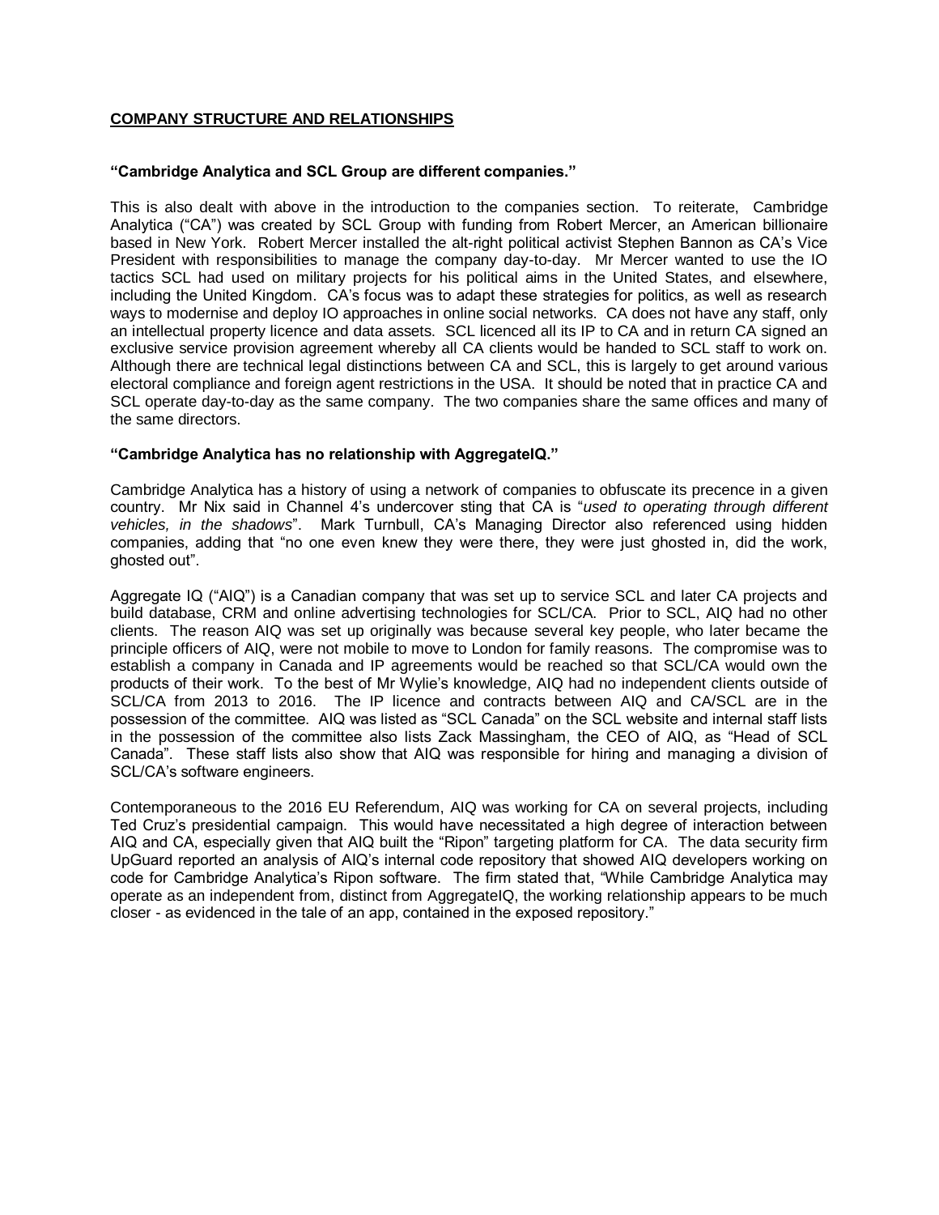**COMPANY STRUCTURE AND RELATIONSHIPS**

**"Cambridge Analytica and SCL Group are different companies."**

This is also dealt with above in the introduction to the companies section. To reiterate, Cambridge Analytica ("CA") was created by SCL Group with funding from Robert Mercer, an American billionaire based in New York. Robert Mercer installed the alt-right political activist Stephen Bannon as CA's Vice President with responsibilities to manage the company day-to-day. Mr Mercer wanted to use the IO tactics SCL had used on military projects for his political aims in the United States, and elsewhere, including the United Kingdom. CA's focus was to adapt these strategies for politics, as well as research ways to modernise and deploy IO approaches in online social networks. CA does not have any staff, only an intellectual property licence and data assets. SCL licenced all its IP to CA and in return CA signed an exclusive service provision agreement whereby all CA clients would be handed to SCL staff to work on. Although there are technical legal distinctions between CA and SCL, this is largely to get around various electoral compliance and foreign agent restrictions in the USA. It should be noted that in practice CA and SCL operate day-to-day as the same company. The two companies share the same offices and many of the same directors.

**"Cambridge Analytica has no relationship with AggregateIQ."**

Cambridge Analytica has a history of using a network of companies to obfuscate its precence in a given country. Mr Nix said in Channel 4's undercover sting that CA is "*used to operating through different vehicles, in the shadows*". Mark Turnbull, CA's Managing Director also referenced using hidden companies, adding that "no one even knew they were there, they were just ghosted in, did the work, ghosted out".

Aggregate IQ ("AIQ") is a Canadian company that was set up to service SCL and later CA projects and build database, CRM and online advertising technologies for SCL/CA. Prior to SCL, AIQ had no other clients. The reason AIQ was set up originally was because several key people, who later became the principle officers of AIQ, were not mobile to move to London for family reasons. The compromise was to establish a company in Canada and IP agreements would be reached so that SCL/CA would own the products of their work. To the best of Mr Wylie's knowledge, AIQ had no independent clients outside of SCL/CA from 2013 to 2016. The IP licence and contracts between AIQ and CA/SCL are in the possession of the committee. AIQ was listed as "SCL Canada" on the SCL website and internal staff lists in the possession of the committee also lists Zack Massingham, the CEO of AIQ, as "Head of SCL Canada". These staff lists also show that AIQ was responsible for hiring and managing a division of SCL/CA's software engineers.

Contemporaneous to the 2016 EU Referendum, AIQ was working for CA on several projects, including Ted Cruz's presidential campaign. This would have necessitated a high degree of interaction between AIQ and CA, especially given that AIQ built the "Ripon" targeting platform for CA. The data security firm UpGuard reported an analysis of AIQ's internal code repository that showed AIQ developers working on code for Cambridge Analytica's Ripon software. The firm stated that, "While Cambridge Analytica may operate as an independent from, distinct from AggregateIQ, the working relationship appears to be much closer - as evidenced in the tale of an app, contained in the exposed repository."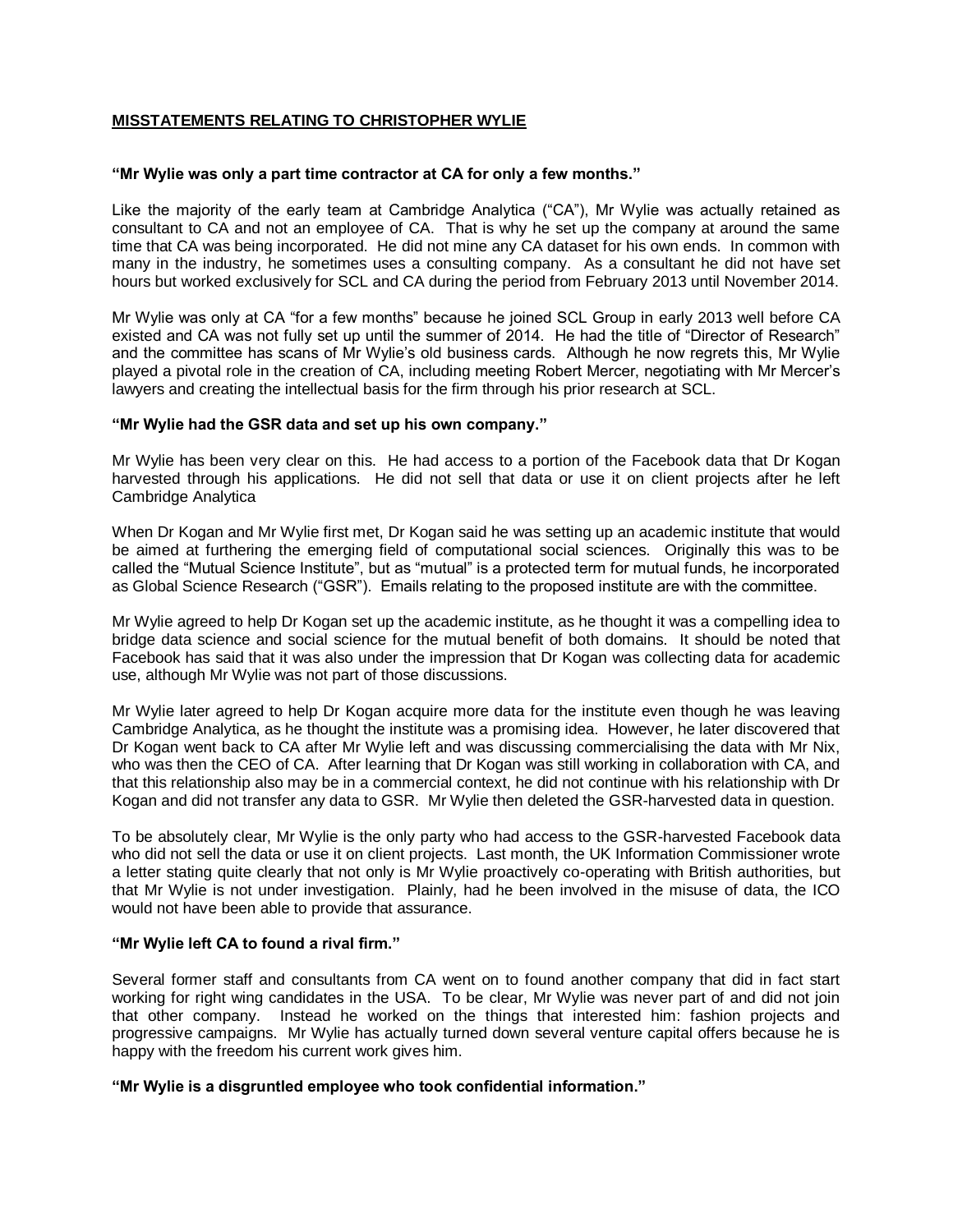## MISSTATEMENTS RELATING TO CHRISTOPHER WYLIE

**"Mr Wylie was only a part time contractor at CA for only a few months."**

Like the majority of the early team at Cambridge Analytica ("CA"), Mr Wylie was actually retained as consultant to CA and not an employee of CA. That is why he set up the company at around the same time that CA was being incorporated. He did not mine any CA dataset for his own ends. In common with many in the industry, he sometimes uses a consulting company. As a consultant he did not have set hours but worked exclusively for SCL and CA during the period from February 2013 until November 2014.

Mr Wylie was only at CA "for a few months" because he joined SCL Group in early 2013 well before CA existed and CA was not fully set up until the summer of 2014. He had the title of "Director of Research" and the committee has scans of Mr Wylie's old business cards. Although he now regrets this, Mr Wylie played a pivotal role in the creation of CA, including meeting Robert Mercer, negotiating with Mr Mercer's lawyers and creating the intellectual basis for the firm through his prior research at SCL.

**"Mr Wylie had the GSR data and set up his own company."**

Mr Wylie has been very clear on this. He had access to a portion of the Facebook data that Dr Kogan harvested through his applications. He did not sell that data or use it on client projects after he left Cambridge Analytica

When Dr Kogan and Mr Wylie first met, Dr Kogan said he was setting up an academic institute that would be aimed at furthering the emerging field of computational social sciences. Originally this was to be called the "Mutual Science Institute", but as "mutual" is a protected term for mutual funds, he incorporated as Global Science Research ("GSR"). Emails relating to the proposed institute are with the committee.

Mr Wylie agreed to help Dr Kogan set up the academic institute, as he thought it was a compelling idea to bridge data science and social science for the mutual benefit of both domains. It should be noted that Facebook has said that it was also under the impression that Dr Kogan was collecting data for academic use, although Mr Wylie was not part of those discussions.

Mr Wylie later agreed to help Dr Kogan acquire more data for the institute even though he was leaving Cambridge Analytica, as he thought the institute was a promising idea. However, he later discovered that Dr Kogan went back to CA after Mr Wylie left and was discussing commercialising the data with Mr Nix, who was then the CEO of CA. After learning that Dr Kogan was still working in collaboration with CA, and that this relationship also may be in a commercial context, he did not continue with his relationship with Dr Kogan and did not transfer any data to GSR. Mr Wylie then deleted the GSR-harvested data in question.

To be absolutely clear, Mr Wylie is the only party who had access to the GSR-harvested Facebook data who did not sell the data or use it on client projects. Last month, the UK Information Commissioner wrote a letter stating quite clearly that not only is Mr Wylie proactively co-operating with British authorities, but that Mr Wylie is not under investigation. Plainly, had he been involved in the misuse of data, the ICO would not have been able to provide that assurance.

**"Mr Wylie left CA to found a rival firm."**

Several former staff and consultants from CA went on to found another company that did in fact start working for right wing candidates in the USA. To be clear, Mr Wylie was never part of and did not join that other company. Instead he worked on the things that interested him: fashion projects and progressive campaigns. Mr Wylie has actually turned down several venture capital offers because he is happy with the freedom his current work gives him.

**"Mr Wylie is a disgruntled employee who took confidential information."**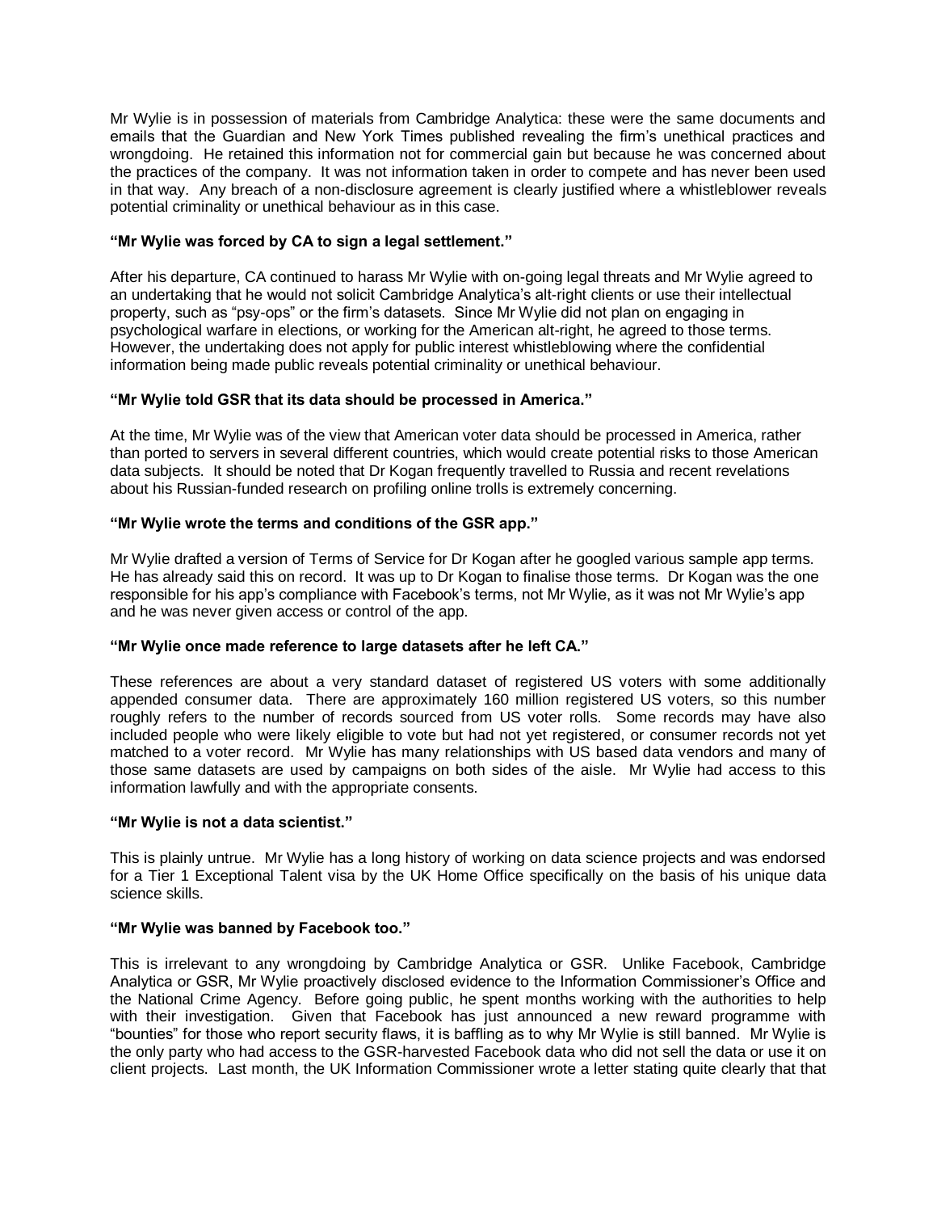Mr Wylie is in possession of materials from Cambridge Analytica: these were the same documents and emails that the Guardian and New York Times published revealing the firm's unethical practices and wrongdoing. He retained this information not for commercial gain but because he was concerned about the practices of the company. It was not information taken in order to compete and has never been used in that way. Any breach of a non-disclosure agreement is clearly justified where a whistleblower reveals potential criminality or unethical behaviour as in this case.

**"Mr Wylie was forced by CA to sign a legal settlement."**

After his departure, CA continued to harass Mr Wylie with on-going legal threats and Mr Wylie agreed to an undertaking that he would not solicit Cambridge Analytica's alt-right clients or use their intellectual property, such as "psy-ops" or the firm's datasets. Since Mr Wylie did not plan on engaging in psychological warfare in elections, or working for the American alt-right, he agreed to those terms. However, the undertaking does not apply for public interest whistleblowing where the confidential information being made public reveals potential criminality or unethical behaviour.

**"Mr Wylie told GSR that its data should be processed in America."**

At the time, Mr Wylie was of the view that American voter data should be processed in America, rather than ported to servers in several different countries, which would create potential risks to those American data subjects. It should be noted that Dr Kogan frequently travelled to Russia and recent revelations about his Russian-funded research on profiling online trolls is extremely concerning.

**"Mr Wylie wrote the terms and conditions of the GSR app."**

Mr Wylie drafted a version of Terms of Service for Dr Kogan after he googled various sample app terms. He has already said this on record. It was up to Dr Kogan to finalise those terms. Dr Kogan was the one responsible for his app's compliance with Facebook's terms, not Mr Wylie, as it was not Mr Wylie's app and he was never given access or control of the app.

**"Mr Wylie once made reference to large datasets after he left CA."**

These references are about a very standard dataset of registered US voters with some additionally appended consumer data. There are approximately 160 million registered US voters, so this number roughly refers to the number of records sourced from US voter rolls. Some records may have also included people who were likely eligible to vote but had not yet registered, or consumer records not yet matched to a voter record. Mr Wylie has many relationships with US based data vendors and many of those same datasets are used by campaigns on both sides of the aisle. Mr Wylie had access to this information lawfully and with the appropriate consents.

**"Mr Wylie is not a data scientist."**

This is plainly untrue. Mr Wylie has a long history of working on data science projects and was endorsed for a Tier 1 Exceptional Talent visa by the UK Home Office specifically on the basis of his unique data science skills.

**"Mr Wylie was banned by Facebook too."**

This is irrelevant to any wrongdoing by Cambridge Analytica or GSR. Unlike Facebook, Cambridge Analytica or GSR, Mr Wylie proactively disclosed evidence to the Information Commissioner's Office and the National Crime Agency. Before going public, he spent months working with the authorities to help with their investigation. Given that Facebook has just announced a new reward programme with "bounties" for those who report security flaws, it is baffling as to why Mr Wylie is still banned. Mr Wylie is the only party who had access to the GSR-harvested Facebook data who did not sell the data or use it on client projects. Last month, the UK Information Commissioner wrote a letter stating quite clearly that that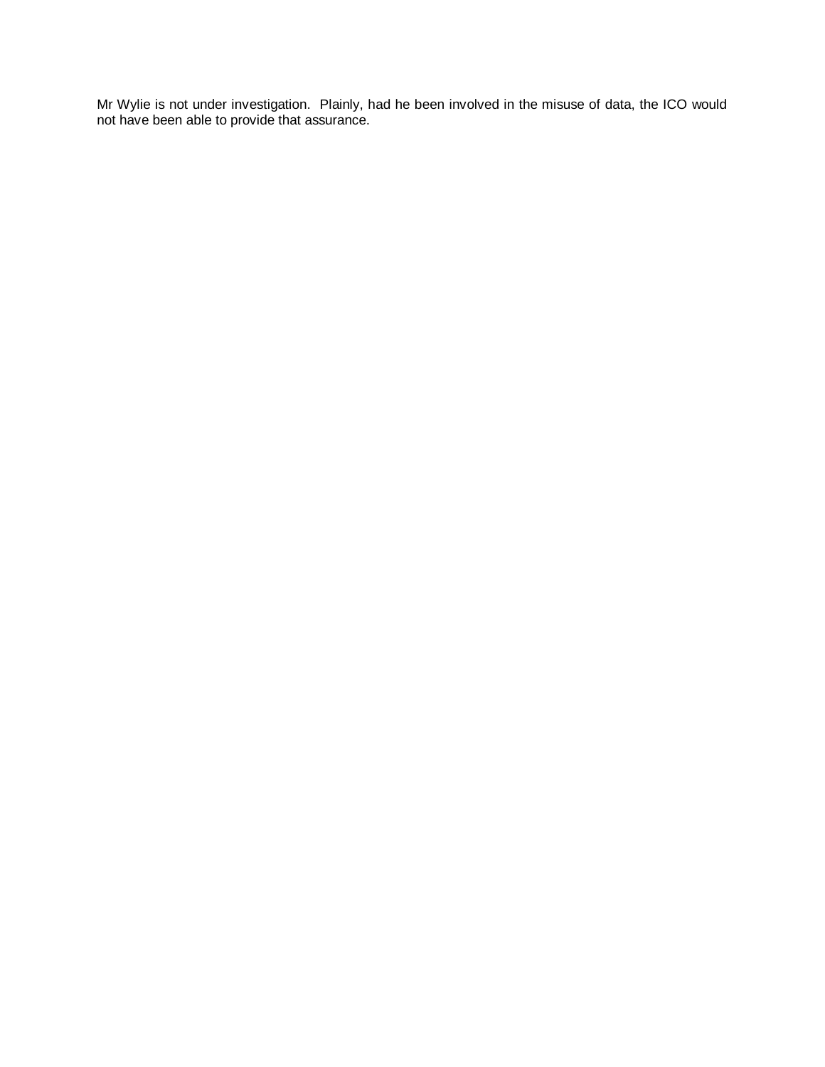Mr Wylie is not under investigation. Plainly, had he been involved in the misuse of data, the ICO would not have been able to provide that assurance.